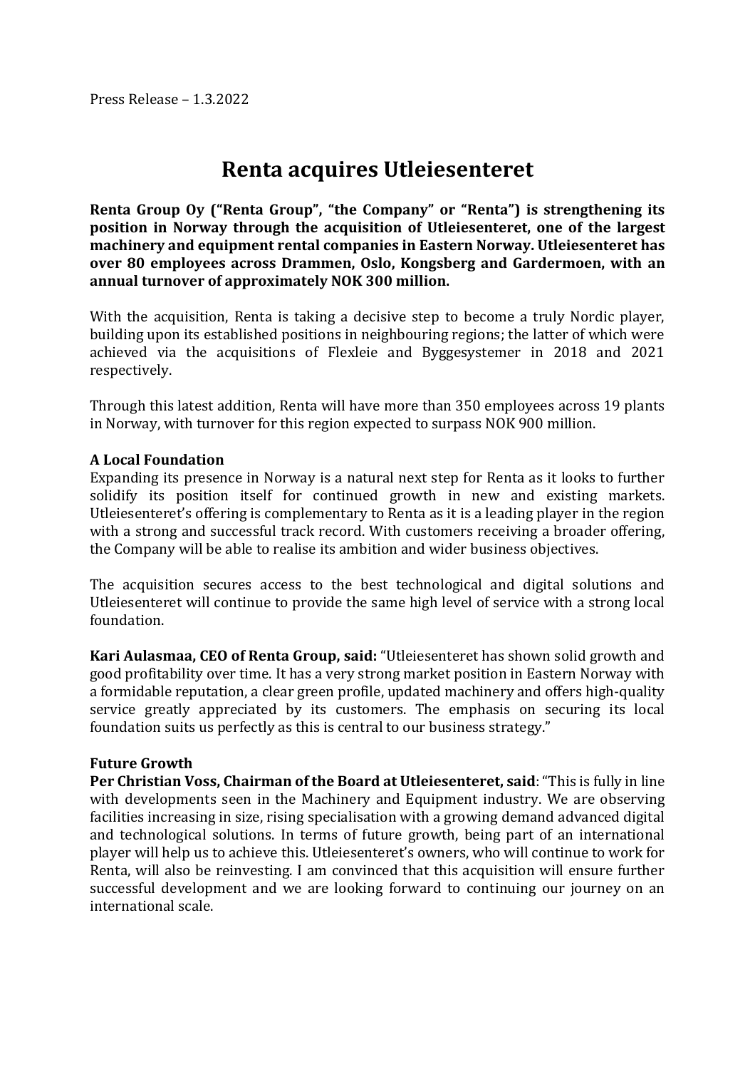Press Release – 1.3.2022

# Renta acquires Utleiesenteret

**Renta Group Oy ("Renta Group", "the Company" or "Renta") is strengthening its position in Norway through the acquisition of Utleiesenteret, one of the largest machinery and equipment rental companies in Eastern Norway. Utleiesenteret has over 80 employees across Drammen, Oslo, Kongsberg and Gardermoen, with an annual turnover of approximately NOK 300 million.**

With the acquisition, Renta is taking a decisive step to become a truly Nordic player, building upon its established positions in neighbouring regions; the latter of which were achieved via the acquisitions of Flexleie and Byggesystemer in 2018 and 2021 respectively.

Through this latest addition, Renta will have more than 350 employees across 19 plants in Norway, with turnover for this region expected to surpass NOK 900 million.

**A Local Foundation**

Expanding its presence in Norway is a natural next step for Renta as it looks to further solidify its position itself for continued growth in new and existing markets. Utleiesenteret's offering is complementary to Renta as it is a leading player in the region with a strong and successful track record. With customers receiving a broader offering, the Company will be able to realise its ambition and wider business objectives.

The acquisition secures access to the best technological and digital solutions and Utleiesenteret will continue to provide the same high level of service with a strong local foundation.

**Kari Aulasmaa, CEO of Renta Group, said:** "Utleiesenteret has shown solid growth and good profitability over time. It has a very strong market position in Eastern Norway with a formidable reputation, a clear green profile, updated machinery and offers high-quality service greatly appreciated by its customers. The emphasis on securing its local foundation suits us perfectly as this is central to our business strategy."

**Future Growth**

**Per Christian Voss, Chairman of the Board at Utleiesenteret, said**: "This is fully in line with developments seen in the Machinery and Equipment industry. We are observing facilities increasing in size, rising specialisation with a growing demand advanced digital and technological solutions. In terms of future growth, being part of an international player will help us to achieve this. Utleiesenteret's owners, who will continue to work for Renta, will also be reinvesting. I am convinced that this acquisition will ensure further successful development and we are looking forward to continuing our journey on an international scale.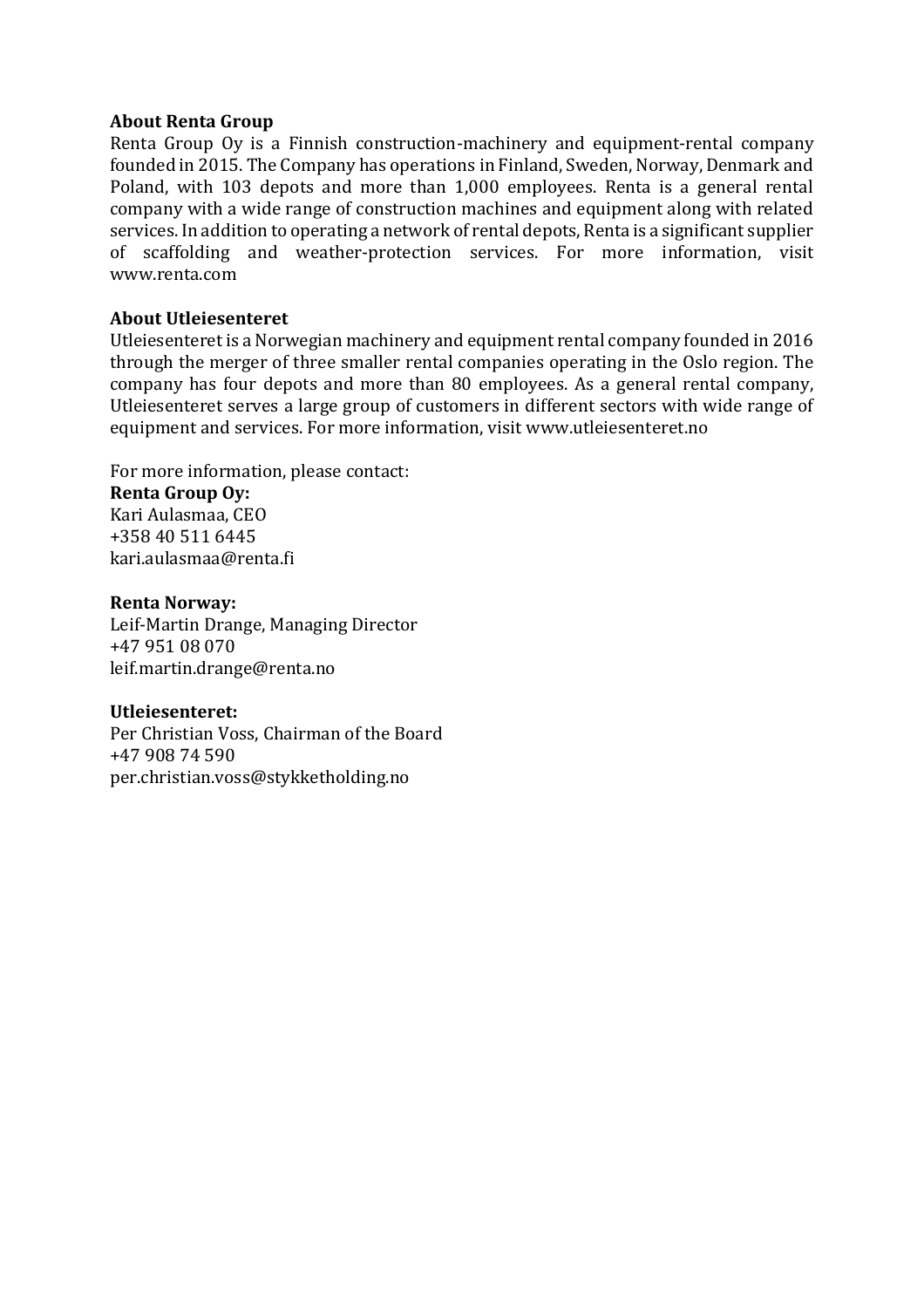**About Renta Group**

Renta Group Oy is a Finnish construction-machinery and equipment-rental company founded in 2015. The Company has operations in Finland, Sweden, Norway, Denmark and Poland, with 103 depots and more than 1,000 employees. Renta is a general rental company with a wide range of construction machines and equipment along with related services. In addition to operating a network of rental depots, Renta is a significant supplier of scaffolding and weather-protection services. For more information, visit www.renta.com

**About Utleiesenteret**

Utleiesenteret is a Norwegian machinery and equipment rental company founded in 2016 through the merger of three smaller rental companies operating in the Oslo region. The company has four depots and more than 80 employees. As a general rental company, Utleiesenteret serves a large group of customers in different sectors with wide range of equipment and services. For more information, visit www.utleiesenteret.no

For more information, please contact:

**Renta Group Oy:**
Kari Aulasmaa, CEO
+358 40 511 6445
kari.aulasmaa@renta.fi

**Renta Norway:**
Leif-Martin Drange, Managing Director
+47 951 08 070
leif.martin.drange@renta.no

**Utleiesenteret:**
Per Christian Voss, Chairman of the Board
+47 908 74 590
per.christian.voss@stykketholding.no